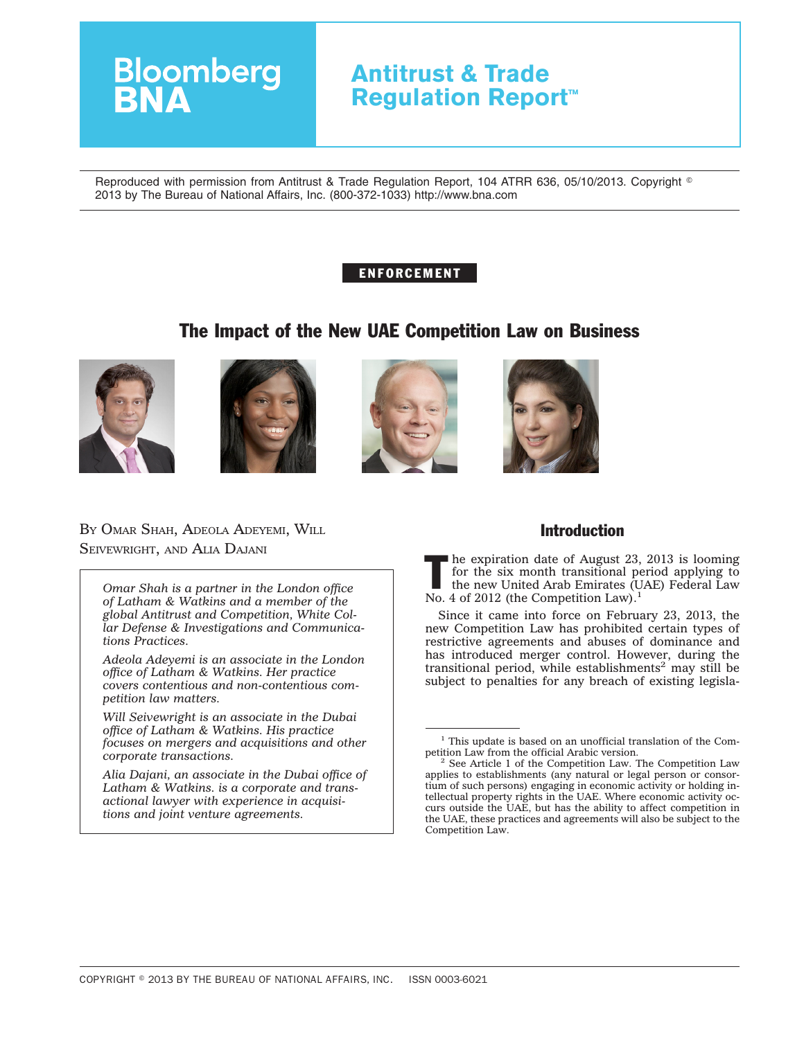Bloomberg BNA

# Antitrust & Trade Regulation Report™

Reproduced with permission from Antitrust & Trade Regulation Report, 104 ATRR 636, 05/10/2013. Copyright © 2013 by The Bureau of National Affairs, Inc. (800-372-1033) http://www.bna.com

ENFORCEMENT

## The Impact of the New UAE Competition Law on Business

BY OMAR SHAH, ADEOLA ADEYEMI, WILL SEIVEWRIGHT, AND ALIA DAJANI

*Omar Shah is a partner in the London office of Latham & Watkins and a member of the global Antitrust and Competition, White Collar Defense & Investigations and Communications Practices.*

*Adeola Adeyemi is an associate in the London office of Latham & Watkins. Her practice covers contentious and non-contentious competition law matters.*

*Will Seivewright is an associate in the Dubai office of Latham & Watkins. His practice focuses on mergers and acquisitions and other corporate transactions.*

*Alia Dajani, an associate in the Dubai office of Latham & Watkins. is a corporate and transactional lawyer with experience in acquisitions and joint venture agreements.*

### Introduction

The expiration date of August 23, 2013 is looming for the six month transitional period applying to the new United Arab Emirates (UAE) Federal Law No. 4 of 2012 (the Competition Law).[1]

Since it came into force on February 23, 2013, the new Competition Law has prohibited certain types of restrictive agreements and abuses of dominance and has introduced merger control. However, during the transitional period, while establishments[2] may still be subject to penalties for any breach of existing legisla-

[1] This update is based on an unofficial translation of the Competition Law from the official Arabic version.

[2] See Article 1 of the Competition Law. The Competition Law applies to establishments (any natural or legal person or consortium of such persons) engaging in economic activity or holding intellectual property rights in the UAE. Where economic activity occurs outside the UAE, but has the ability to affect competition in the UAE, these practices and agreements will also be subject to the Competition Law.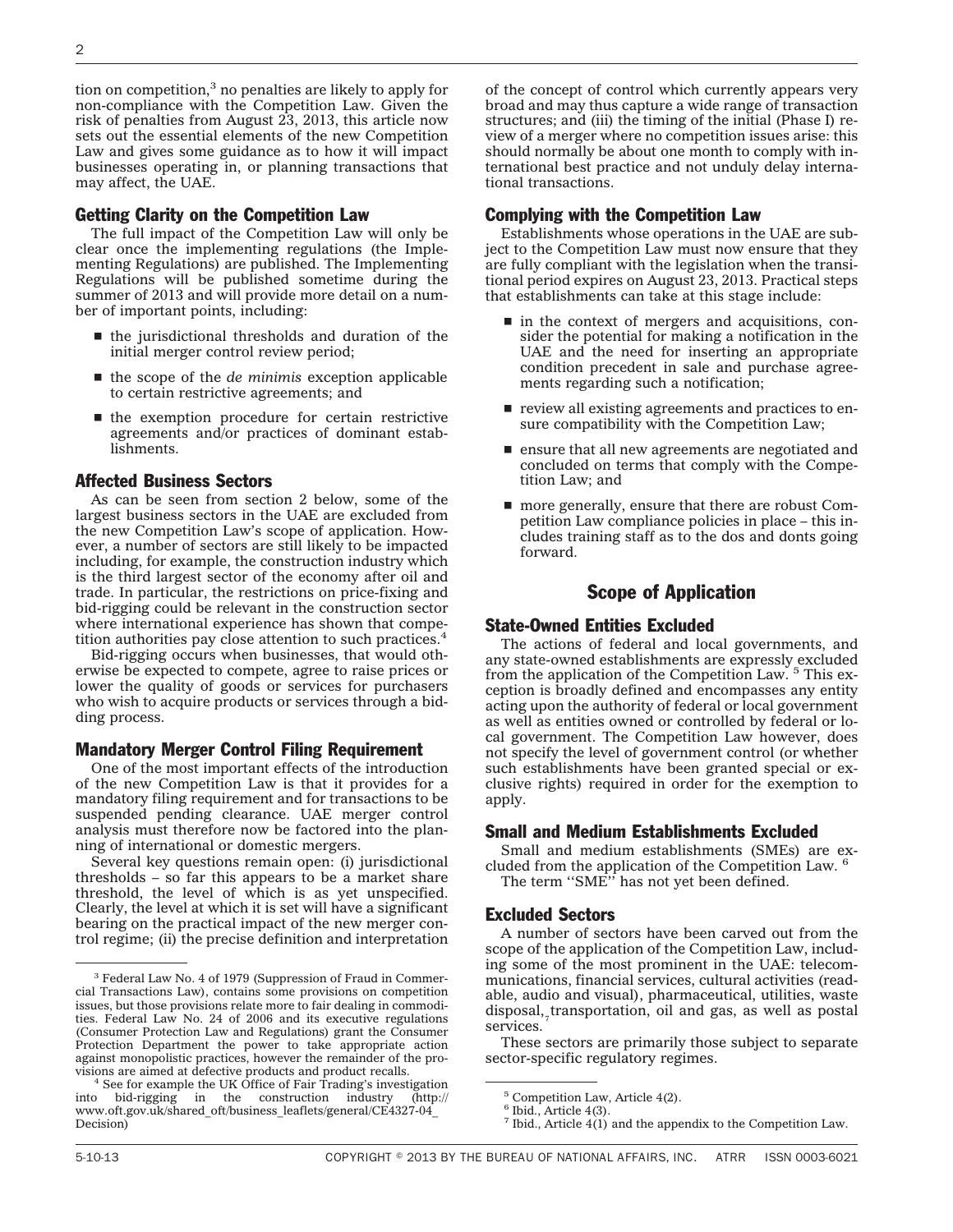tion on competition,[3] no penalties are likely to apply for non-compliance with the Competition Law. Given the risk of penalties from August 23, 2013, this article now sets out the essential elements of the new Competition Law and gives some guidance as to how it will impact businesses operating in, or planning transactions that may affect, the UAE.

### Getting Clarity on the Competition Law

The full impact of the Competition Law will only be clear once the implementing regulations (the Implementing Regulations) are published. The Implementing Regulations will be published sometime during the summer of 2013 and will provide more detail on a number of important points, including:

- the jurisdictional thresholds and duration of the initial merger control review period;
- the scope of the *de minimis* exception applicable to certain restrictive agreements; and
- the exemption procedure for certain restrictive agreements and/or practices of dominant establishments.

### Affected Business Sectors

As can be seen from section 2 below, some of the largest business sectors in the UAE are excluded from the new Competition Law's scope of application. However, a number of sectors are still likely to be impacted including, for example, the construction industry which is the third largest sector of the economy after oil and trade. In particular, the restrictions on price-fixing and bid-rigging could be relevant in the construction sector where international experience has shown that competition authorities pay close attention to such practices.[4]

Bid-rigging occurs when businesses, that would otherwise be expected to compete, agree to raise prices or lower the quality of goods or services for purchasers who wish to acquire products or services through a bidding process.

### Mandatory Merger Control Filing Requirement

One of the most important effects of the introduction of the new Competition Law is that it provides for a mandatory filing requirement and for transactions to be suspended pending clearance. UAE merger control analysis must therefore now be factored into the planning of international or domestic mergers.

Several key questions remain open: (i) jurisdictional thresholds – so far this appears to be a market share threshold, the level of which is as yet unspecified. Clearly, the level at which it is set will have a significant bearing on the practical impact of the new merger control regime; (ii) the precise definition and interpretation of the concept of control which currently appears very broad and may thus capture a wide range of transaction structures; and (iii) the timing of the initial (Phase I) review of a merger where no competition issues arise: this should normally be about one month to comply with international best practice and not unduly delay international transactions.

### Complying with the Competition Law

Establishments whose operations in the UAE are subject to the Competition Law must now ensure that they are fully compliant with the legislation when the transitional period expires on August 23, 2013. Practical steps that establishments can take at this stage include:

- in the context of mergers and acquisitions, consider the potential for making a notification in the UAE and the need for inserting an appropriate condition precedent in sale and purchase agreements regarding such a notification;
- review all existing agreements and practices to ensure compatibility with the Competition Law;
- ensure that all new agreements are negotiated and concluded on terms that comply with the Competition Law; and
- more generally, ensure that there are robust Competition Law compliance policies in place – this includes training staff as to the dos and donts going forward.

## Scope of Application

### State-Owned Entities Excluded

The actions of federal and local governments, and any state-owned establishments are expressly excluded from the application of the Competition Law.[5] This exception is broadly defined and encompasses any entity acting upon the authority of federal or local government as well as entities owned or controlled by federal or local government. The Competition Law however, does not specify the level of government control (or whether such establishments have been granted special or exclusive rights) required in order for the exemption to apply.

### Small and Medium Establishments Excluded

Small and medium establishments (SMEs) are excluded from the application of the Competition Law.[6]

The term ''SME'' has not yet been defined.

### Excluded Sectors

A number of sectors have been carved out from the scope of the application of the Competition Law, including some of the most prominent in the UAE: telecommunications, financial services, cultural activities (readable, audio and visual), pharmaceutical, utilities, waste disposal, transportation, oil and gas, as well as postal services.[7]

These sectors are primarily those subject to separate sector-specific regulatory regimes.

---

[3] Federal Law No. 4 of 1979 (Suppression of Fraud in Commercial Transactions Law), contains some provisions on competition issues, but those provisions relate more to fair dealing in commodities. Federal Law No. 24 of 2006 and its executive regulations (Consumer Protection Law and Regulations) grant the Consumer Protection Department the power to take appropriate action against monopolistic practices, however the remainder of the provisions are aimed at defective products and product recalls.

[4] See for example the UK Office of Fair Trading's investigation into bid-rigging in the construction industry (http://www.oft.gov.uk/shared_oft/business_leaflets/general/CE4327-04_Decision)

[5] Competition Law, Article 4(2).

[6] Ibid., Article 4(3).

[7] Ibid., Article 4(1) and the appendix to the Competition Law.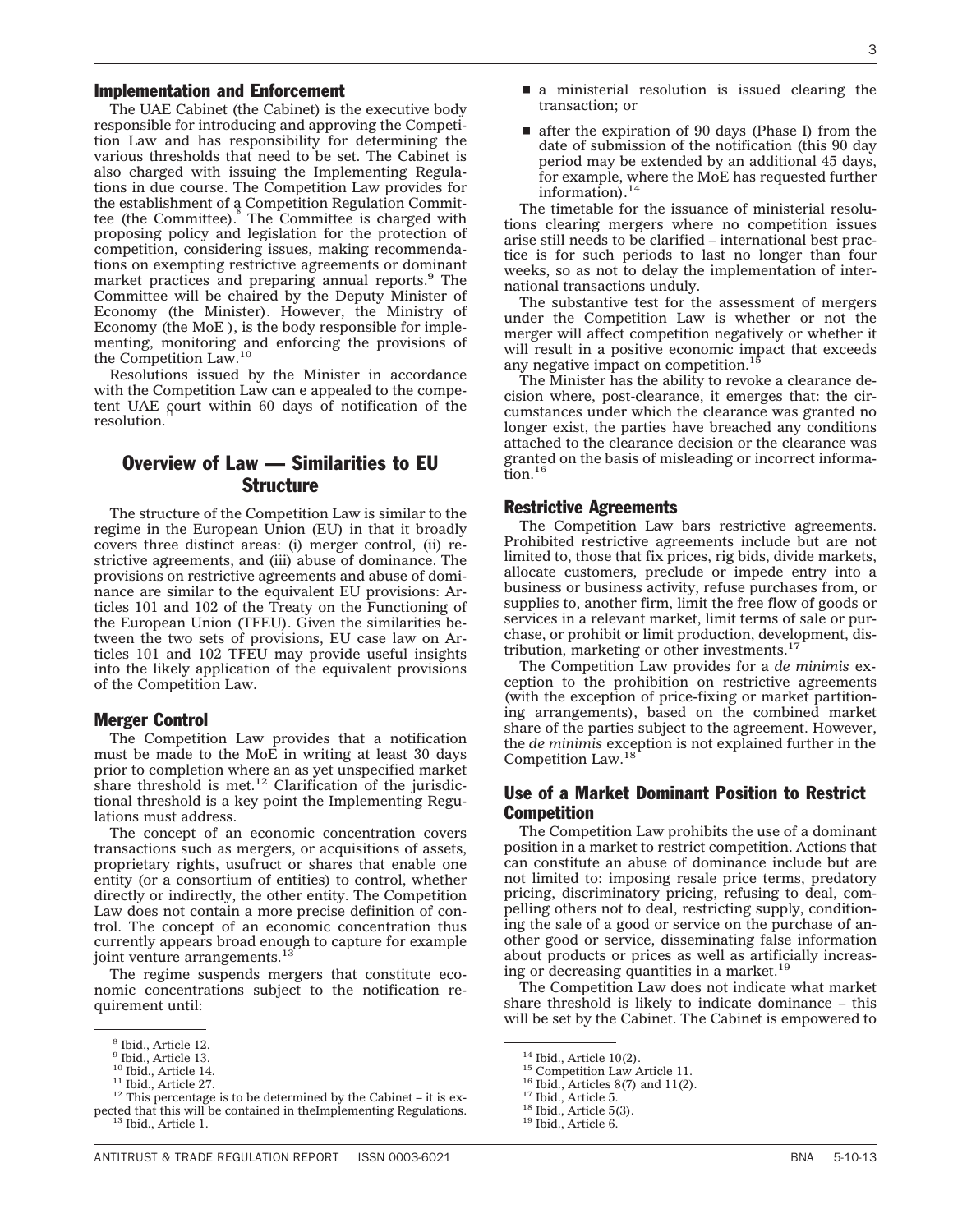## Implementation and Enforcement

The UAE Cabinet (the Cabinet) is the executive body responsible for introducing and approving the Competition Law and has responsibility for determining the various thresholds that need to be set. The Cabinet is also charged with issuing the Implementing Regulations in due course. The Competition Law provides for the establishment of a Competition Regulation Committee (the Committee).[8] The Committee is charged with proposing policy and legislation for the protection of competition, considering issues, making recommendations on exempting restrictive agreements or dominant market practices and preparing annual reports.[9] The Committee will be chaired by the Deputy Minister of Economy (the Minister). However, the Ministry of Economy (the MoE ), is the body responsible for implementing, monitoring and enforcing the provisions of the Competition Law.[10]

Resolutions issued by the Minister in accordance with the Competition Law can e appealed to the competent UAE court within 60 days of notification of the resolution.[11]

## Overview of Law — Similarities to EU Structure

The structure of the Competition Law is similar to the regime in the European Union (EU) in that it broadly covers three distinct areas: (i) merger control, (ii) restrictive agreements, and (iii) abuse of dominance. The provisions on restrictive agreements and abuse of dominance are similar to the equivalent EU provisions: Articles 101 and 102 of the Treaty on the Functioning of the European Union (TFEU). Given the similarities between the two sets of provisions, EU case law on Articles 101 and 102 TFEU may provide useful insights into the likely application of the equivalent provisions of the Competition Law.

### Merger Control

The Competition Law provides that a notification must be made to the MoE in writing at least 30 days prior to completion where an as yet unspecified market share threshold is met.[12] Clarification of the jurisdictional threshold is a key point the Implementing Regulations must address.

The concept of an economic concentration covers transactions such as mergers, or acquisitions of assets, proprietary rights, usufruct or shares that enable one entity (or a consortium of entities) to control, whether directly or indirectly, the other entity. The Competition Law does not contain a more precise definition of control. The concept of an economic concentration thus currently appears broad enough to capture for example joint venture arrangements.[13]

The regime suspends mergers that constitute economic concentrations subject to the notification requirement until:

- a ministerial resolution is issued clearing the transaction; or
- after the expiration of 90 days (Phase I) from the date of submission of the notification (this 90 day period may be extended by an additional 45 days, for example, where the MoE has requested further information).[14]

The timetable for the issuance of ministerial resolutions clearing mergers where no competition issues arise still needs to be clarified – international best practice is for such periods to last no longer than four weeks, so as not to delay the implementation of international transactions unduly.

The substantive test for the assessment of mergers under the Competition Law is whether or not the merger will affect competition negatively or whether it will result in a positive economic impact that exceeds any negative impact on competition.[15]

The Minister has the ability to revoke a clearance decision where, post-clearance, it emerges that: the circumstances under which the clearance was granted no longer exist, the parties have breached any conditions attached to the clearance decision or the clearance was granted on the basis of misleading or incorrect information.[16]

### Restrictive Agreements

The Competition Law bars restrictive agreements. Prohibited restrictive agreements include but are not limited to, those that fix prices, rig bids, divide markets, allocate customers, preclude or impede entry into a business or business activity, refuse purchases from, or supplies to, another firm, limit the free flow of goods or services in a relevant market, limit terms of sale or purchase, or prohibit or limit production, development, distribution, marketing or other investments.[17]

The Competition Law provides for a *de minimis* exception to the prohibition on restrictive agreements (with the exception of price-fixing or market partitioning arrangements), based on the combined market share of the parties subject to the agreement. However, the *de minimis* exception is not explained further in the Competition Law.[18]

## Use of a Market Dominant Position to Restrict Competition

The Competition Law prohibits the use of a dominant position in a market to restrict competition. Actions that can constitute an abuse of dominance include but are not limited to: imposing resale price terms, predatory pricing, discriminatory pricing, refusing to deal, compelling others not to deal, restricting supply, conditioning the sale of a good or service on the purchase of another good or service, disseminating false information about products or prices as well as artificially increasing or decreasing quantities in a market.[19]

The Competition Law does not indicate what market share threshold is likely to indicate dominance – this will be set by the Cabinet. The Cabinet is empowered to

---

[8] Ibid., Article 12.
[9] Ibid., Article 13.
[10] Ibid., Article 14.
[11] Ibid., Article 27.
[12] This percentage is to be determined by the Cabinet – it is expected that this will be contained in theImplementing Regulations.
[13] Ibid., Article 1.
[14] Ibid., Article 10(2).
[15] Competition Law Article 11.
[16] Ibid., Articles 8(7) and 11(2).
[17] Ibid., Article 5.
[18] Ibid., Article 5(3).
[19] Ibid., Article 6.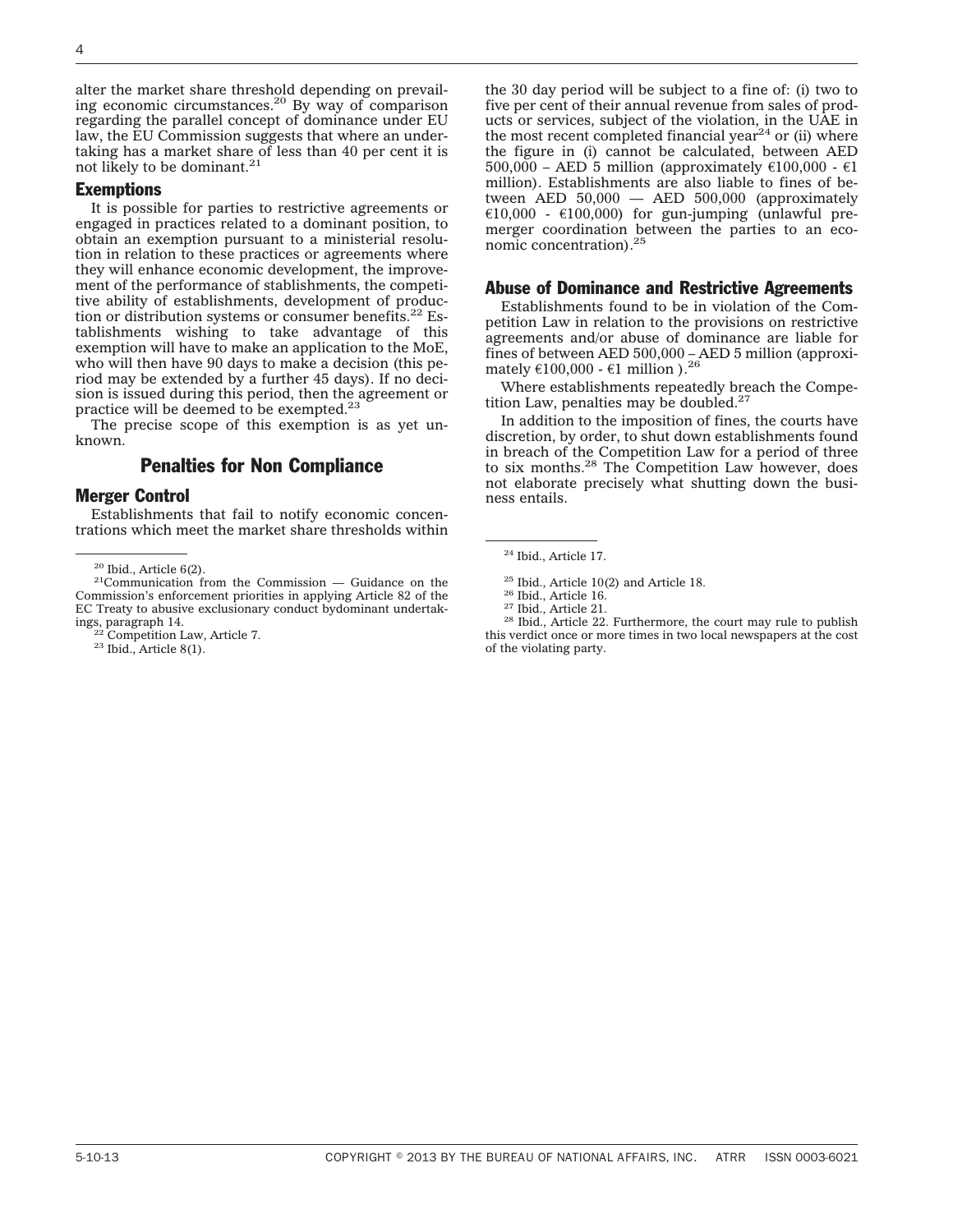alter the market share threshold depending on prevailing economic circumstances.[20] By way of comparison regarding the parallel concept of dominance under EU law, the EU Commission suggests that where an undertaking has a market share of less than 40 per cent it is not likely to be dominant.[21]

### Exemptions

It is possible for parties to restrictive agreements or engaged in practices related to a dominant position, to obtain an exemption pursuant to a ministerial resolution in relation to these practices or agreements where they will enhance economic development, the improvement of the performance of stablishments, the competitive ability of establishments, development of production or distribution systems or consumer benefits.[22] Establishments wishing to take advantage of this exemption will have to make an application to the MoE, who will then have 90 days to make a decision (this period may be extended by a further 45 days). If no decision is issued during this period, then the agreement or practice will be deemed to be exempted.[23]

The precise scope of this exemption is as yet unknown.

## Penalties for Non Compliance

### Merger Control

Establishments that fail to notify economic concentrations which meet the market share thresholds within the 30 day period will be subject to a fine of: (i) two to five per cent of their annual revenue from sales of products or services, subject of the violation, in the UAE in the most recent completed financial year[24] or (ii) where the figure in (i) cannot be calculated, between AED 500,000 – AED 5 million (approximately €100,000 - €1 million). Establishments are also liable to fines of between AED 50,000 — AED 500,000 (approximately €10,000 - €100,000) for gun-jumping (unlawful pre-merger coordination between the parties to an economic concentration).[25]

### Abuse of Dominance and Restrictive Agreements

Establishments found to be in violation of the Competition Law in relation to the provisions on restrictive agreements and/or abuse of dominance are liable for fines of between AED 500,000 – AED 5 million (approximately €100,000 - €1 million ).[26]

Where establishments repeatedly breach the Competition Law, penalties may be doubled.[27]

In addition to the imposition of fines, the courts have discretion, by order, to shut down establishments found in breach of the Competition Law for a period of three to six months.[28] The Competition Law however, does not elaborate precisely what shutting down the business entails.

---

[20] Ibid., Article 6(2).

[21] Communication from the Commission — Guidance on the Commission's enforcement priorities in applying Article 82 of the EC Treaty to abusive exclusionary conduct bydominant undertakings, paragraph 14.

[22] Competition Law, Article 7.

[23] Ibid., Article 8(1).

[24] Ibid., Article 17.

[25] Ibid., Article 10(2) and Article 18.

[26] Ibid., Article 16.

[27] Ibid., Article 21.

[28] Ibid., Article 22. Furthermore, the court may rule to publish this verdict once or more times in two local newspapers at the cost of the violating party.